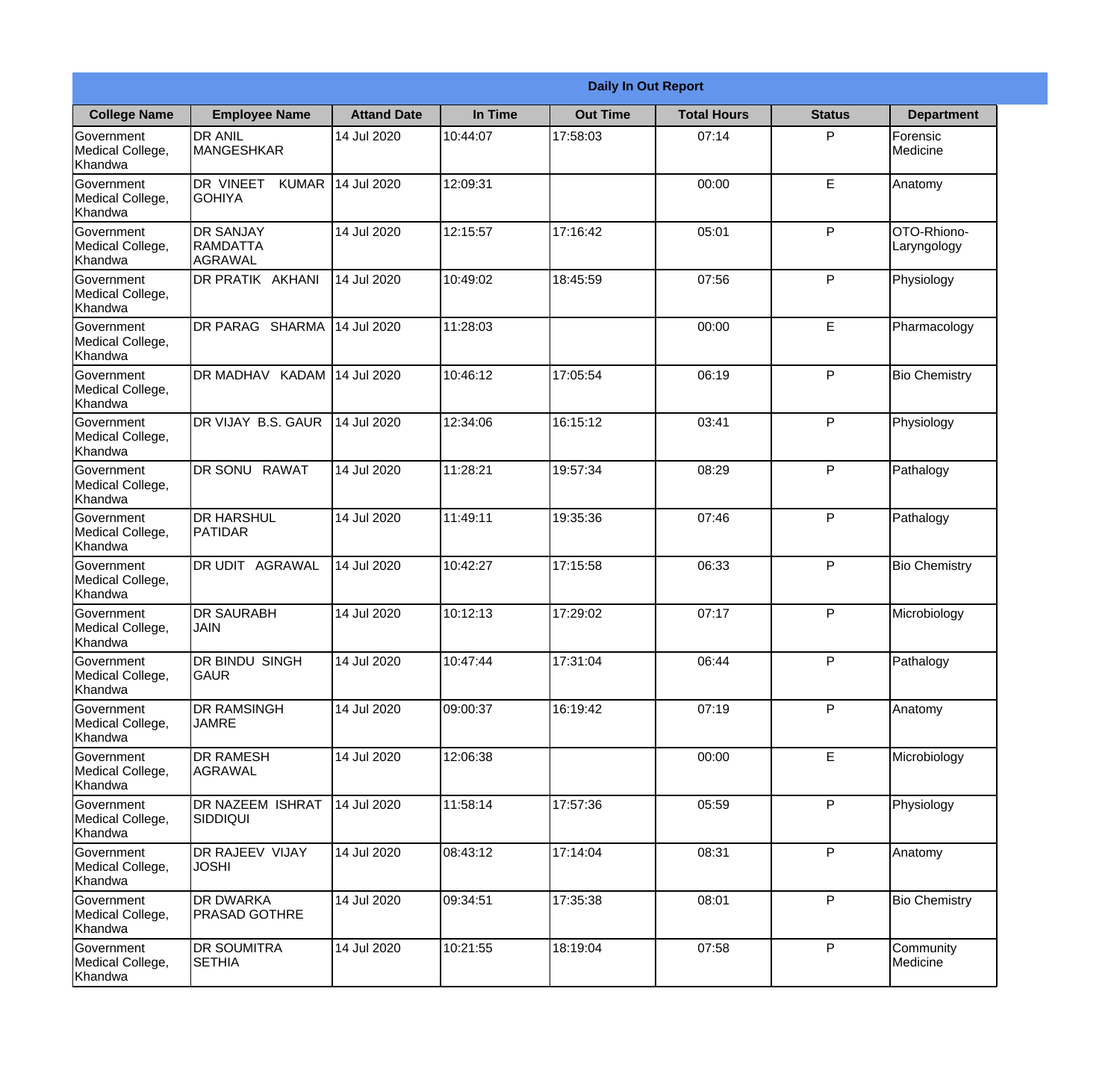| Daily In Out Report | | | | | | | |
|---|---|---|---|---|---|---|---|
| **College Name** | **Employee Name** | **Attand Date** | **In Time** | **Out Time** | **Total Hours** | **Status** | **Department** |
| Government Medical College, Khandwa | DR ANIL MANGESHKAR | 14 Jul 2020 | 10:44:07 | 17:58:03 | 07:14 | P | Forensic Medicine |
| Government Medical College, Khandwa | DR VINEET KUMAR GOHIYA | 14 Jul 2020 | 12:09:31 | | 00:00 | E | Anatomy |
| Government Medical College, Khandwa | DR SANJAY RAMDATTA AGRAWAL | 14 Jul 2020 | 12:15:57 | 17:16:42 | 05:01 | P | OTO-Rhiono-Laryngology |
| Government Medical College, Khandwa | DR PRATIK AKHANI | 14 Jul 2020 | 10:49:02 | 18:45:59 | 07:56 | P | Physiology |
| Government Medical College, Khandwa | DR PARAG SHARMA | 14 Jul 2020 | 11:28:03 | | 00:00 | E | Pharmacology |
| Government Medical College, Khandwa | DR MADHAV KADAM | 14 Jul 2020 | 10:46:12 | 17:05:54 | 06:19 | P | Bio Chemistry |
| Government Medical College, Khandwa | DR VIJAY B.S. GAUR | 14 Jul 2020 | 12:34:06 | 16:15:12 | 03:41 | P | Physiology |
| Government Medical College, Khandwa | DR SONU RAWAT | 14 Jul 2020 | 11:28:21 | 19:57:34 | 08:29 | P | Pathalogy |
| Government Medical College, Khandwa | DR HARSHUL PATIDAR | 14 Jul 2020 | 11:49:11 | 19:35:36 | 07:46 | P | Pathalogy |
| Government Medical College, Khandwa | DR UDIT AGRAWAL | 14 Jul 2020 | 10:42:27 | 17:15:58 | 06:33 | P | Bio Chemistry |
| Government Medical College, Khandwa | DR SAURABH JAIN | 14 Jul 2020 | 10:12:13 | 17:29:02 | 07:17 | P | Microbiology |
| Government Medical College, Khandwa | DR BINDU SINGH GAUR | 14 Jul 2020 | 10:47:44 | 17:31:04 | 06:44 | P | Pathalogy |
| Government Medical College, Khandwa | DR RAMSINGH JAMRE | 14 Jul 2020 | 09:00:37 | 16:19:42 | 07:19 | P | Anatomy |
| Government Medical College, Khandwa | DR RAMESH AGRAWAL | 14 Jul 2020 | 12:06:38 | | 00:00 | E | Microbiology |
| Government Medical College, Khandwa | DR NAZEEM ISHRAT SIDDIQUI | 14 Jul 2020 | 11:58:14 | 17:57:36 | 05:59 | P | Physiology |
| Government Medical College, Khandwa | DR RAJEEV VIJAY JOSHI | 14 Jul 2020 | 08:43:12 | 17:14:04 | 08:31 | P | Anatomy |
| Government Medical College, Khandwa | DR DWARKA PRASAD GOTHRE | 14 Jul 2020 | 09:34:51 | 17:35:38 | 08:01 | P | Bio Chemistry |
| Government Medical College, Khandwa | DR SOUMITRA SETHIA | 14 Jul 2020 | 10:21:55 | 18:19:04 | 07:58 | P | Community Medicine |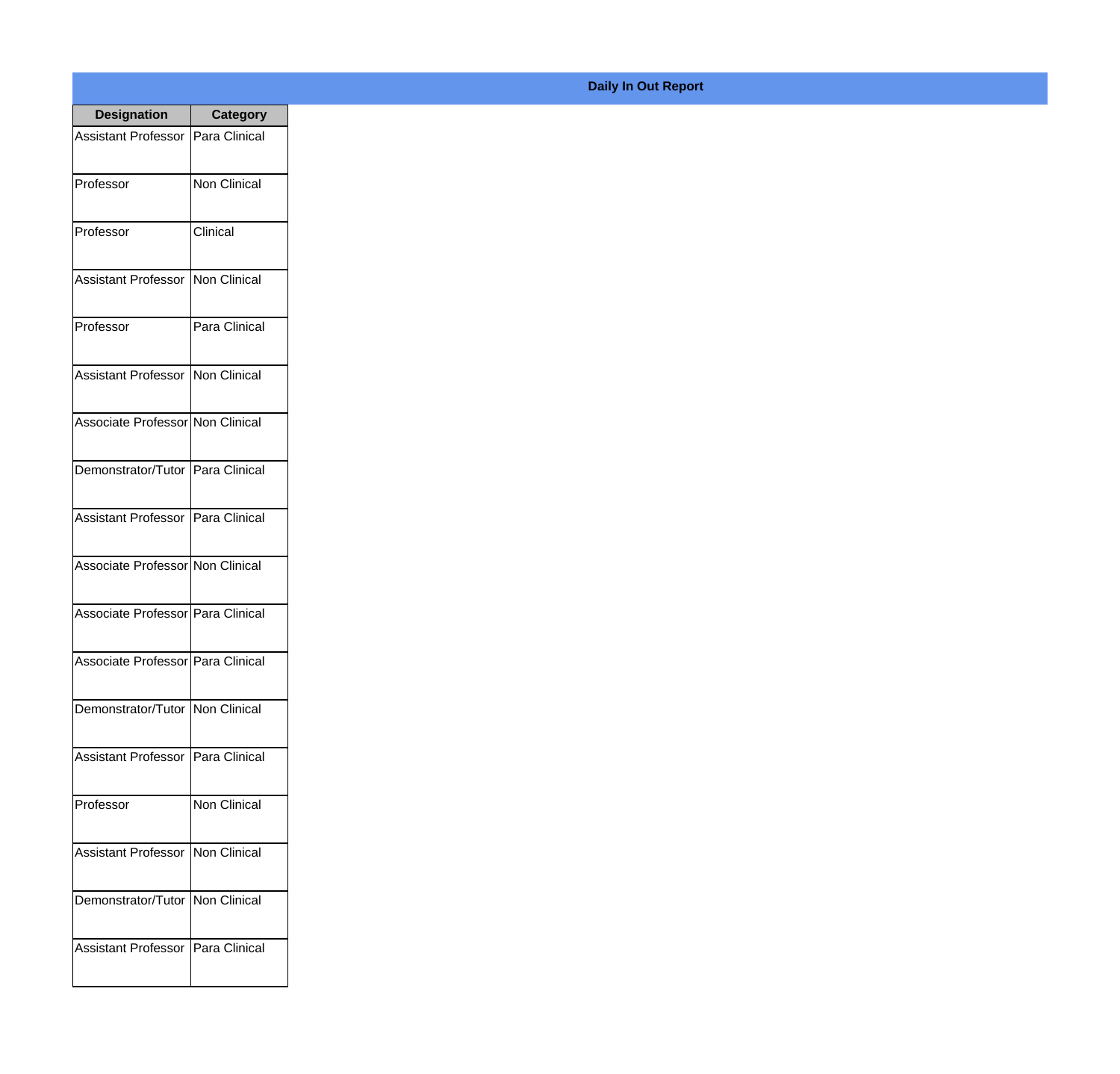**Daily In Out Report**

| Designation | Category |
| --- | --- |
| Assistant Professor | Para Clinical |
| Professor | Non Clinical |
| Professor | Clinical |
| Assistant Professor | Non Clinical |
| Professor | Para Clinical |
| Assistant Professor | Non Clinical |
| Associate Professor | Non Clinical |
| Demonstrator/Tutor | Para Clinical |
| Assistant Professor | Para Clinical |
| Associate Professor | Non Clinical |
| Associate Professor | Para Clinical |
| Associate Professor | Para Clinical |
| Demonstrator/Tutor | Non Clinical |
| Assistant Professor | Para Clinical |
| Professor | Non Clinical |
| Assistant Professor | Non Clinical |
| Demonstrator/Tutor | Non Clinical |
| Assistant Professor | Para Clinical |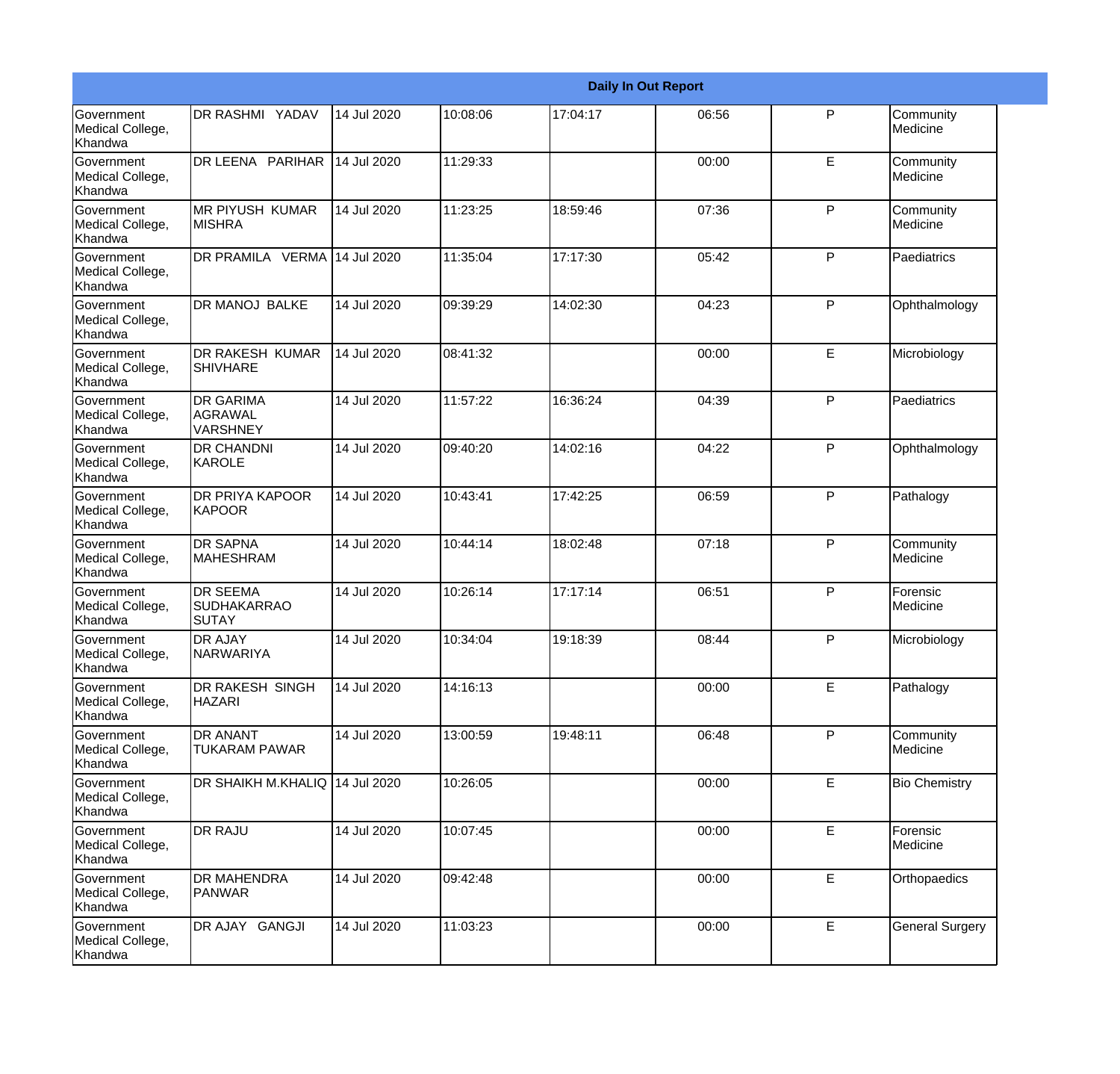| Daily In Out Report | | | | | | | |
|---|---|---|---|---|---|---|---|
| Government Medical College, Khandwa | DR RASHMI YADAV | 14 Jul 2020 | 10:08:06 | 17:04:17 | 06:56 | P | Community Medicine |
| Government Medical College, Khandwa | DR LEENA PARIHAR | 14 Jul 2020 | 11:29:33 | | 00:00 | E | Community Medicine |
| Government Medical College, Khandwa | MR PIYUSH KUMAR MISHRA | 14 Jul 2020 | 11:23:25 | 18:59:46 | 07:36 | P | Community Medicine |
| Government Medical College, Khandwa | DR PRAMILA VERMA | 14 Jul 2020 | 11:35:04 | 17:17:30 | 05:42 | P | Paediatrics |
| Government Medical College, Khandwa | DR MANOJ BALKE | 14 Jul 2020 | 09:39:29 | 14:02:30 | 04:23 | P | Ophthalmology |
| Government Medical College, Khandwa | DR RAKESH KUMAR SHIVHARE | 14 Jul 2020 | 08:41:32 | | 00:00 | E | Microbiology |
| Government Medical College, Khandwa | DR GARIMA AGRAWAL VARSHNEY | 14 Jul 2020 | 11:57:22 | 16:36:24 | 04:39 | P | Paediatrics |
| Government Medical College, Khandwa | DR CHANDNI KAROLE | 14 Jul 2020 | 09:40:20 | 14:02:16 | 04:22 | P | Ophthalmology |
| Government Medical College, Khandwa | DR PRIYA KAPOOR KAPOOR | 14 Jul 2020 | 10:43:41 | 17:42:25 | 06:59 | P | Pathalogy |
| Government Medical College, Khandwa | DR SAPNA MAHESHRAM | 14 Jul 2020 | 10:44:14 | 18:02:48 | 07:18 | P | Community Medicine |
| Government Medical College, Khandwa | DR SEEMA SUDHAKARRAO SUTAY | 14 Jul 2020 | 10:26:14 | 17:17:14 | 06:51 | P | Forensic Medicine |
| Government Medical College, Khandwa | DR AJAY NARWARIYA | 14 Jul 2020 | 10:34:04 | 19:18:39 | 08:44 | P | Microbiology |
| Government Medical College, Khandwa | DR RAKESH SINGH HAZARI | 14 Jul 2020 | 14:16:13 | | 00:00 | E | Pathalogy |
| Government Medical College, Khandwa | DR ANANT TUKARAM PAWAR | 14 Jul 2020 | 13:00:59 | 19:48:11 | 06:48 | P | Community Medicine |
| Government Medical College, Khandwa | DR SHAIKH M.KHALIQ | 14 Jul 2020 | 10:26:05 | | 00:00 | E | Bio Chemistry |
| Government Medical College, Khandwa | DR RAJU | 14 Jul 2020 | 10:07:45 | | 00:00 | E | Forensic Medicine |
| Government Medical College, Khandwa | DR MAHENDRA PANWAR | 14 Jul 2020 | 09:42:48 | | 00:00 | E | Orthopaedics |
| Government Medical College, Khandwa | DR AJAY GANGJI | 14 Jul 2020 | 11:03:23 | | 00:00 | E | General Surgery |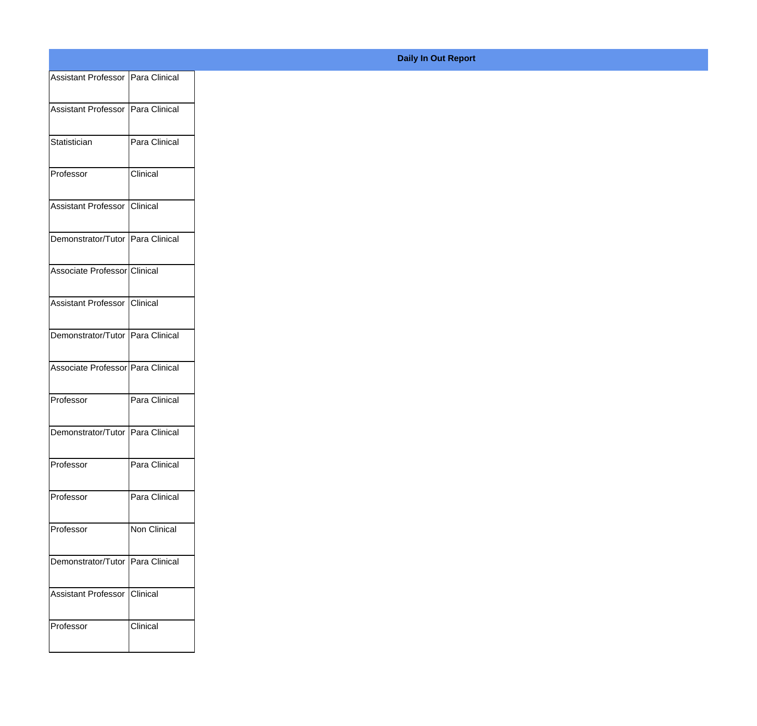**Daily In Out Report**

| | |
|---|---|
| Assistant Professor | Para Clinical |
| Assistant Professor | Para Clinical |
| Statistician | Para Clinical |
| Professor | Clinical |
| Assistant Professor | Clinical |
| Demonstrator/Tutor | Para Clinical |
| Associate Professor | Clinical |
| Assistant Professor | Clinical |
| Demonstrator/Tutor | Para Clinical |
| Associate Professor | Para Clinical |
| Professor | Para Clinical |
| Demonstrator/Tutor | Para Clinical |
| Professor | Para Clinical |
| Professor | Para Clinical |
| Professor | Non Clinical |
| Demonstrator/Tutor | Para Clinical |
| Assistant Professor | Clinical |
| Professor | Clinical |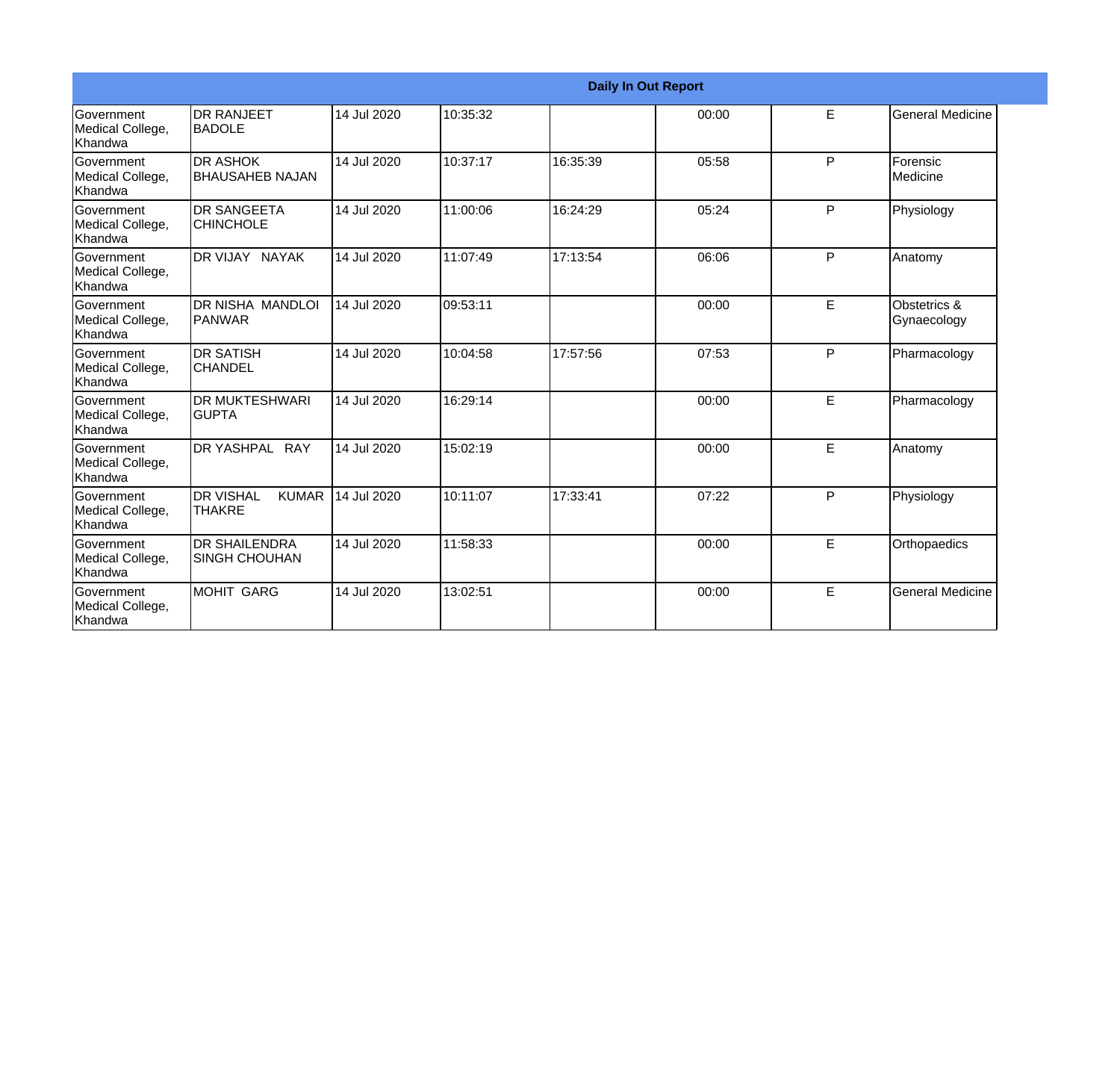| Daily In Out Report | | | | | | | |
|---|---|---|---|---|---|---|---|
| Government Medical College, Khandwa | DR RANJEET BADOLE | 14 Jul 2020 | 10:35:32 | | 00:00 | E | General Medicine |
| Government Medical College, Khandwa | DR ASHOK BHAUSAHEB NAJAN | 14 Jul 2020 | 10:37:17 | 16:35:39 | 05:58 | P | Forensic Medicine |
| Government Medical College, Khandwa | DR SANGEETA CHINCHOLE | 14 Jul 2020 | 11:00:06 | 16:24:29 | 05:24 | P | Physiology |
| Government Medical College, Khandwa | DR VIJAY NAYAK | 14 Jul 2020 | 11:07:49 | 17:13:54 | 06:06 | P | Anatomy |
| Government Medical College, Khandwa | DR NISHA MANDLOI PANWAR | 14 Jul 2020 | 09:53:11 | | 00:00 | E | Obstetrics & Gynaecology |
| Government Medical College, Khandwa | DR SATISH CHANDEL | 14 Jul 2020 | 10:04:58 | 17:57:56 | 07:53 | P | Pharmacology |
| Government Medical College, Khandwa | DR MUKTESHWARI GUPTA | 14 Jul 2020 | 16:29:14 | | 00:00 | E | Pharmacology |
| Government Medical College, Khandwa | DR YASHPAL RAY | 14 Jul 2020 | 15:02:19 | | 00:00 | E | Anatomy |
| Government Medical College, Khandwa | DR VISHAL KUMAR THAKRE | 14 Jul 2020 | 10:11:07 | 17:33:41 | 07:22 | P | Physiology |
| Government Medical College, Khandwa | DR SHAILENDRA SINGH CHOUHAN | 14 Jul 2020 | 11:58:33 | | 00:00 | E | Orthopaedics |
| Government Medical College, Khandwa | MOHIT GARG | 14 Jul 2020 | 13:02:51 | | 00:00 | E | General Medicine |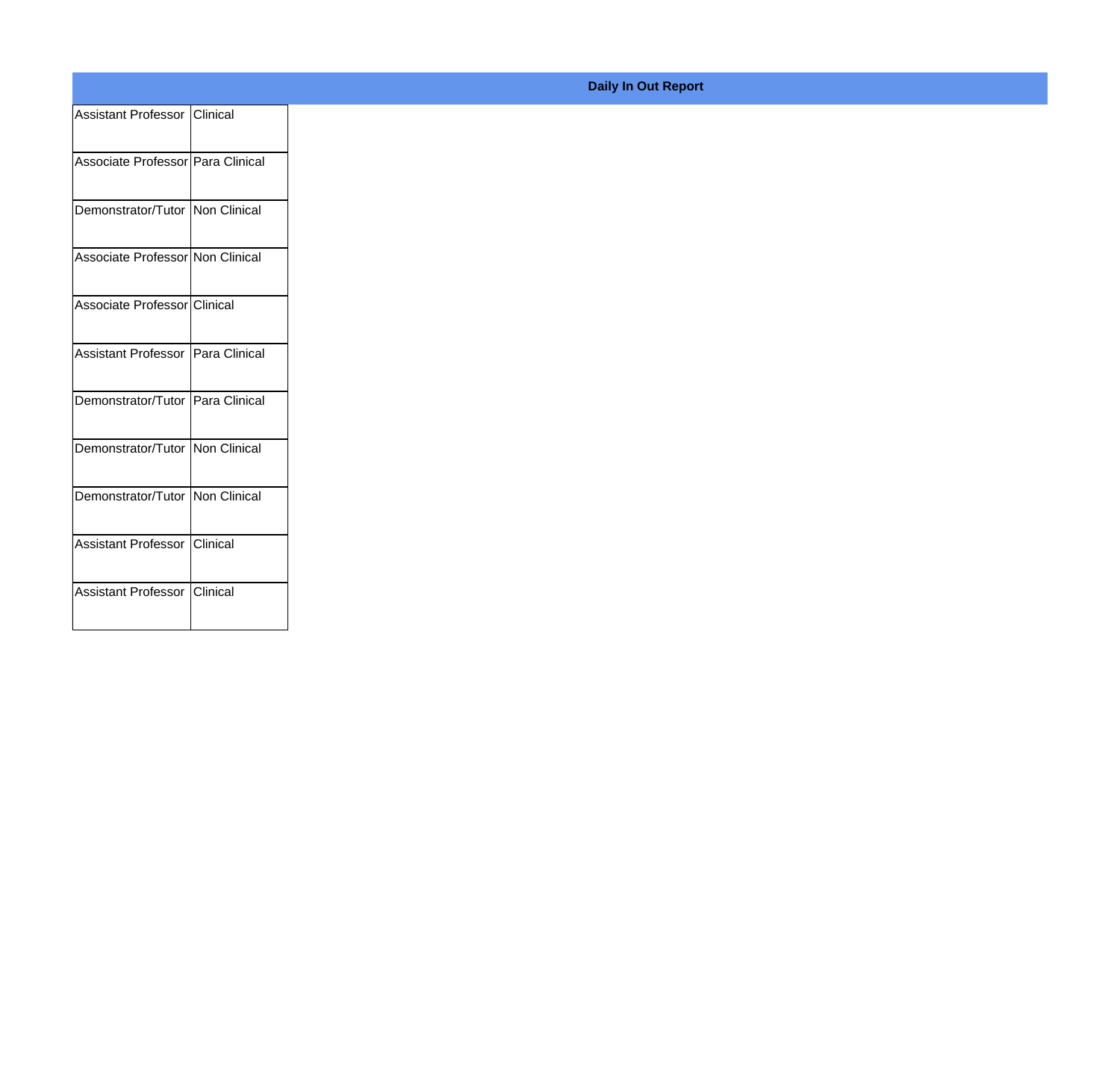**Daily In Out Report**

| | |
|---|---|
| Assistant Professor | Clinical |
| Associate Professor | Para Clinical |
| Demonstrator/Tutor | Non Clinical |
| Associate Professor | Non Clinical |
| Associate Professor | Clinical |
| Assistant Professor | Para Clinical |
| Demonstrator/Tutor | Para Clinical |
| Demonstrator/Tutor | Non Clinical |
| Demonstrator/Tutor | Non Clinical |
| Assistant Professor | Clinical |
| Assistant Professor | Clinical |